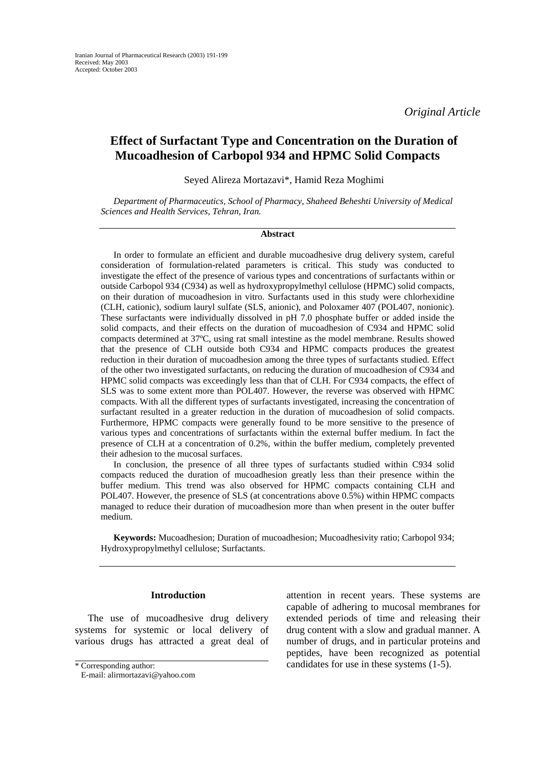Iranian Journal of Pharmaceutical Research (2003) 191-199
Received: May 2003
Accepted: October 2003

*Original Article*

# Effect of Surfactant Type and Concentration on the Duration of Mucoadhesion of Carbopol 934 and HPMC Solid Compacts

Seyed Alireza Mortazavi*, Hamid Reza Moghimi

*Department of Pharmaceutics, School of Pharmacy, Shaheed Beheshti University of Medical Sciences and Health Services, Tehran, Iran.*

## Abstract

In order to formulate an efficient and durable mucoadhesive drug delivery system, careful consideration of formulation-related parameters is critical. This study was conducted to investigate the effect of the presence of various types and concentrations of surfactants within or outside Carbopol 934 (C934) as well as hydroxypropylmethyl cellulose (HPMC) solid compacts, on their duration of mucoadhesion in vitro. Surfactants used in this study were chlorhexidine (CLH, cationic), sodium lauryl sulfate (SLS, anionic), and Poloxamer 407 (POL407, nonionic). These surfactants were individually dissolved in pH 7.0 phosphate buffer or added inside the solid compacts, and their effects on the duration of mucoadhesion of C934 and HPMC solid compacts determined at 37ºC, using rat small intestine as the model membrane. Results showed that the presence of CLH outside both C934 and HPMC compacts produces the greatest reduction in their duration of mucoadhesion among the three types of surfactants studied. Effect of the other two investigated surfactants, on reducing the duration of mucoadhesion of C934 and HPMC solid compacts was exceedingly less than that of CLH. For C934 compacts, the effect of SLS was to some extent more than POL407. However, the reverse was observed with HPMC compacts. With all the different types of surfactants investigated, increasing the concentration of surfactant resulted in a greater reduction in the duration of mucoadhesion of solid compacts. Furthermore, HPMC compacts were generally found to be more sensitive to the presence of various types and concentrations of surfactants within the external buffer medium. In fact the presence of CLH at a concentration of 0.2%, within the buffer medium, completely prevented their adhesion to the mucosal surfaces.

In conclusion, the presence of all three types of surfactants studied within C934 solid compacts reduced the duration of mucoadhesion greatly less than their presence within the buffer medium. This trend was also observed for HPMC compacts containing CLH and POL407. However, the presence of SLS (at concentrations above 0.5%) within HPMC compacts managed to reduce their duration of mucoadhesion more than when present in the outer buffer medium.

**Keywords:** Mucoadhesion; Duration of mucoadhesion; Mucoadhesivity ratio; Carbopol 934; Hydroxypropylmethyl cellulose; Surfactants.

## Introduction

The use of mucoadhesive drug delivery systems for systemic or local delivery of various drugs has attracted a great deal of attention in recent years. These systems are capable of adhering to mucosal membranes for extended periods of time and releasing their drug content with a slow and gradual manner. A number of drugs, and in particular proteins and peptides, have been recognized as potential candidates for use in these systems (1-5).

* Corresponding author:
E-mail: alirmortazavi@yahoo.com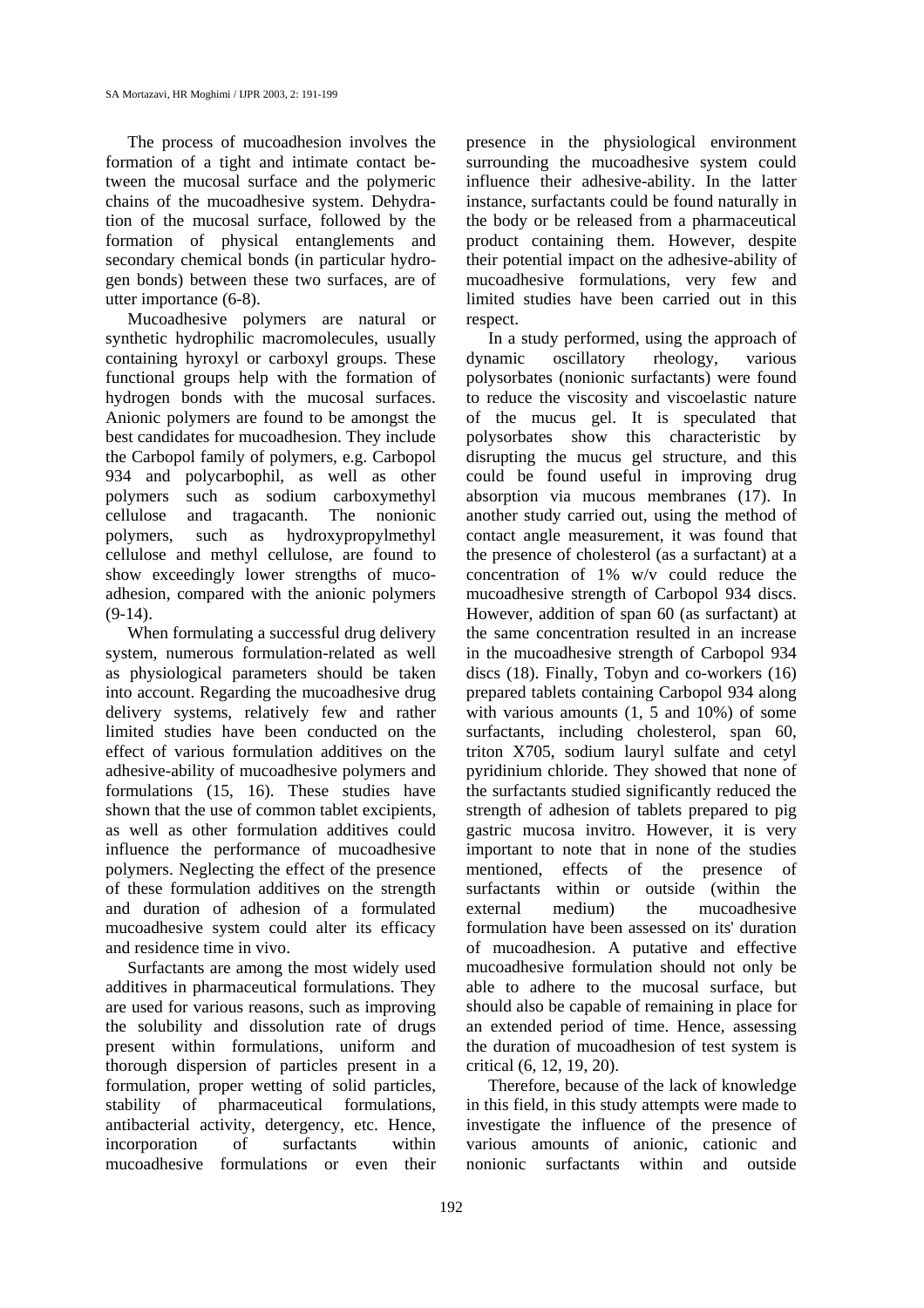The process of mucoadhesion involves the formation of a tight and intimate contact between the mucosal surface and the polymeric chains of the mucoadhesive system. Dehydration of the mucosal surface, followed by the formation of physical entanglements and secondary chemical bonds (in particular hydrogen bonds) between these two surfaces, are of utter importance (6-8).

Mucoadhesive polymers are natural or synthetic hydrophilic macromolecules, usually containing hyroxyl or carboxyl groups. These functional groups help with the formation of hydrogen bonds with the mucosal surfaces. Anionic polymers are found to be amongst the best candidates for mucoadhesion. They include the Carbopol family of polymers, e.g. Carbopol 934 and polycarbophil, as well as other polymers such as sodium carboxymethyl cellulose and tragacanth. The nonionic polymers, such as hydroxypropylmethyl cellulose and methyl cellulose, are found to show exceedingly lower strengths of mucoadhesion, compared with the anionic polymers (9-14).

When formulating a successful drug delivery system, numerous formulation-related as well as physiological parameters should be taken into account. Regarding the mucoadhesive drug delivery systems, relatively few and rather limited studies have been conducted on the effect of various formulation additives on the adhesive-ability of mucoadhesive polymers and formulations (15, 16). These studies have shown that the use of common tablet excipients, as well as other formulation additives could influence the performance of mucoadhesive polymers. Neglecting the effect of the presence of these formulation additives on the strength and duration of adhesion of a formulated mucoadhesive system could alter its efficacy and residence time in vivo.

Surfactants are among the most widely used additives in pharmaceutical formulations. They are used for various reasons, such as improving the solubility and dissolution rate of drugs present within formulations, uniform and thorough dispersion of particles present in a formulation, proper wetting of solid particles, stability of pharmaceutical formulations, antibacterial activity, detergency, etc. Hence, incorporation of surfactants within mucoadhesive formulations or even their presence in the physiological environment surrounding the mucoadhesive system could influence their adhesive-ability. In the latter instance, surfactants could be found naturally in the body or be released from a pharmaceutical product containing them. However, despite their potential impact on the adhesive-ability of mucoadhesive formulations, very few and limited studies have been carried out in this respect.

In a study performed, using the approach of dynamic oscillatory rheology, various polysorbates (nonionic surfactants) were found to reduce the viscosity and viscoelastic nature of the mucus gel. It is speculated that polysorbates show this characteristic by disrupting the mucus gel structure, and this could be found useful in improving drug absorption via mucous membranes (17). In another study carried out, using the method of contact angle measurement, it was found that the presence of cholesterol (as a surfactant) at a concentration of 1% w/v could reduce the mucoadhesive strength of Carbopol 934 discs. However, addition of span 60 (as surfactant) at the same concentration resulted in an increase in the mucoadhesive strength of Carbopol 934 discs (18). Finally, Tobyn and co-workers (16) prepared tablets containing Carbopol 934 along with various amounts (1, 5 and 10%) of some surfactants, including cholesterol, span 60, triton X705, sodium lauryl sulfate and cetyl pyridinium chloride. They showed that none of the surfactants studied significantly reduced the strength of adhesion of tablets prepared to pig gastric mucosa invitro. However, it is very important to note that in none of the studies mentioned, effects of the presence of surfactants within or outside (within the external medium) the mucoadhesive formulation have been assessed on its' duration of mucoadhesion. A putative and effective mucoadhesive formulation should not only be able to adhere to the mucosal surface, but should also be capable of remaining in place for an extended period of time. Hence, assessing the duration of mucoadhesion of test system is critical (6, 12, 19, 20).

Therefore, because of the lack of knowledge in this field, in this study attempts were made to investigate the influence of the presence of various amounts of anionic, cationic and nonionic surfactants within and outside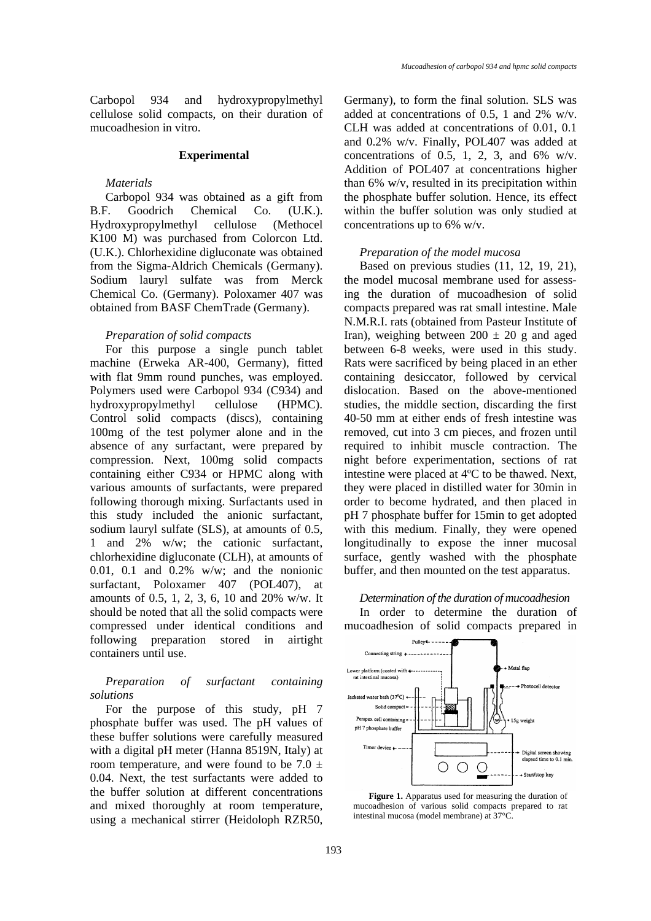Carbopol 934 and hydroxypropylmethyl cellulose solid compacts, on their duration of mucoadhesion in vitro.

## Experimental

### *Materials*

Carbopol 934 was obtained as a gift from B.F. Goodrich Chemical Co. (U.K.). Hydroxypropylmethyl cellulose (Methocel K100 M) was purchased from Colorcon Ltd. (U.K.). Chlorhexidine digluconate was obtained from the Sigma-Aldrich Chemicals (Germany). Sodium lauryl sulfate was from Merck Chemical Co. (Germany). Poloxamer 407 was obtained from BASF ChemTrade (Germany).

### *Preparation of solid compacts*

For this purpose a single punch tablet machine (Erweka AR-400, Germany), fitted with flat 9mm round punches, was employed. Polymers used were Carbopol 934 (C934) and hydroxypropylmethyl cellulose (HPMC). Control solid compacts (discs), containing 100mg of the test polymer alone and in the absence of any surfactant, were prepared by compression. Next, 100mg solid compacts containing either C934 or HPMC along with various amounts of surfactants, were prepared following thorough mixing. Surfactants used in this study included the anionic surfactant, sodium lauryl sulfate (SLS), at amounts of 0.5, 1 and 2% w/w; the cationic surfactant, chlorhexidine digluconate (CLH), at amounts of 0.01, 0.1 and 0.2% w/w; and the nonionic surfactant, Poloxamer 407 (POL407), at amounts of 0.5, 1, 2, 3, 6, 10 and 20% w/w. It should be noted that all the solid compacts were compressed under identical conditions and following preparation stored in airtight containers until use.

### *Preparation of surfactant containing solutions*

For the purpose of this study, pH 7 phosphate buffer was used. The pH values of these buffer solutions were carefully measured with a digital pH meter (Hanna 8519N, Italy) at room temperature, and were found to be 7.0 ± 0.04. Next, the test surfactants were added to the buffer solution at different concentrations and mixed thoroughly at room temperature, using a mechanical stirrer (Heidoloph RZR50, Germany), to form the final solution. SLS was added at concentrations of 0.5, 1 and 2% w/v. CLH was added at concentrations of 0.01, 0.1 and 0.2% w/v. Finally, POL407 was added at concentrations of 0.5, 1, 2, 3, and 6% w/v. Addition of POL407 at concentrations higher than 6% w/v, resulted in its precipitation within the phosphate buffer solution. Hence, its effect within the buffer solution was only studied at concentrations up to 6% w/v.

### *Preparation of the model mucosa*

Based on previous studies (11, 12, 19, 21), the model mucosal membrane used for assessing the duration of mucoadhesion of solid compacts prepared was rat small intestine. Male N.M.R.I. rats (obtained from Pasteur Institute of Iran), weighing between 200 ± 20 g and aged between 6-8 weeks, were used in this study. Rats were sacrificed by being placed in an ether containing desiccator, followed by cervical dislocation. Based on the above-mentioned studies, the middle section, discarding the first 40-50 mm at either ends of fresh intestine was removed, cut into 3 cm pieces, and frozen until required to inhibit muscle contraction. The night before experimentation, sections of rat intestine were placed at 4ºC to be thawed. Next, they were placed in distilled water for 30min in order to become hydrated, and then placed in pH 7 phosphate buffer for 15min to get adopted with this medium. Finally, they were opened longitudinally to expose the inner mucosal surface, gently washed with the phosphate buffer, and then mounted on the test apparatus.

### *Determination of the duration of mucoadhesion*

In order to determine the duration of mucoadhesion of solid compacts prepared in

**Figure 1.** Apparatus used for measuring the duration of mucoadhesion of various solid compacts prepared to rat intestinal mucosa (model membrane) at 37°C.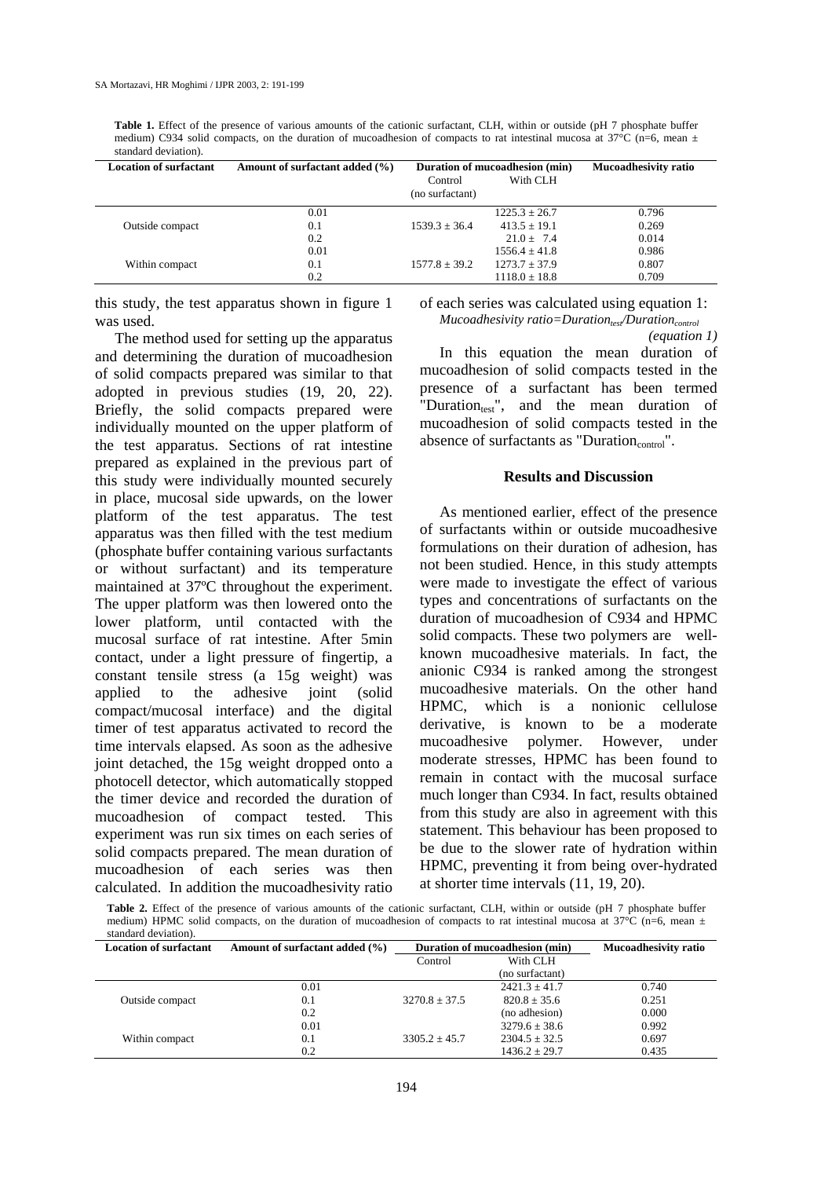**Table 1.** Effect of the presence of various amounts of the cationic surfactant, CLH, within or outside (pH 7 phosphate buffer medium) C934 solid compacts, on the duration of mucoadhesion of compacts to rat intestinal mucosa at 37°C (n=6, mean ± standard deviation).

| Location of surfactant | Amount of surfactant added (%) | Duration of mucoadhesion (min) | | Mucoadhesivity ratio |
|---|---|---|---|---|
| | | Control (no surfactant) | With CLH | |
| | 0.01 | | 1225.3 ± 26.7 | 0.796 |
| Outside compact | 0.1 | 1539.3 ± 36.4 | 413.5 ± 19.1 | 0.269 |
| | 0.2 | | 21.0 ± 7.4 | 0.014 |
| | 0.01 | | 1556.4 ± 41.8 | 0.986 |
| Within compact | 0.1 | 1577.8 ± 39.2 | 1273.7 ± 37.9 | 0.807 |
| | 0.2 | | 1118.0 ± 18.8 | 0.709 |

this study, the test apparatus shown in figure 1 was used.

The method used for setting up the apparatus and determining the duration of mucoadhesion of solid compacts prepared was similar to that adopted in previous studies (19, 20, 22). Briefly, the solid compacts prepared were individually mounted on the upper platform of the test apparatus. Sections of rat intestine prepared as explained in the previous part of this study were individually mounted securely in place, mucosal side upwards, on the lower platform of the test apparatus. The test apparatus was then filled with the test medium (phosphate buffer containing various surfactants or without surfactant) and its temperature maintained at 37ºC throughout the experiment. The upper platform was then lowered onto the lower platform, until contacted with the mucosal surface of rat intestine. After 5min contact, under a light pressure of fingertip, a constant tensile stress (a 15g weight) was applied to the adhesive joint (solid compact/mucosal interface) and the digital timer of test apparatus activated to record the time intervals elapsed. As soon as the adhesive joint detached, the 15g weight dropped onto a photocell detector, which automatically stopped the timer device and recorded the duration of mucoadhesion of compact tested. This experiment was run six times on each series of solid compacts prepared. The mean duration of mucoadhesion of each series was then calculated. In addition the mucoadhesivity ratio of each series was calculated using equation 1:

$$Mucoadhesivity\ ratio = Duration_{test}/Duration_{control} \quad (equation\ 1)$$

In this equation the mean duration of mucoadhesion of solid compacts tested in the presence of a surfactant has been termed "$Duration_{test}$", and the mean duration of mucoadhesion of solid compacts tested in the absence of surfactants as "$Duration_{control}$".

## Results and Discussion

As mentioned earlier, effect of the presence of surfactants within or outside mucoadhesive formulations on their duration of adhesion, has not been studied. Hence, in this study attempts were made to investigate the effect of various types and concentrations of surfactants on the duration of mucoadhesion of C934 and HPMC solid compacts. These two polymers are well-known mucoadhesive materials. In fact, the anionic C934 is ranked among the strongest mucoadhesive materials. On the other hand HPMC, which is a nonionic cellulose derivative, is known to be a moderate mucoadhesive polymer. However, under moderate stresses, HPMC has been found to remain in contact with the mucosal surface much longer than C934. In fact, results obtained from this study are also in agreement with this statement. This behaviour has been proposed to be due to the slower rate of hydration within HPMC, preventing it from being over-hydrated at shorter time intervals (11, 19, 20).

**Table 2.** Effect of the presence of various amounts of the cationic surfactant, CLH, within or outside (pH 7 phosphate buffer medium) HPMC solid compacts, on the duration of mucoadhesion of compacts to rat intestinal mucosa at 37°C (n=6, mean ± standard deviation).

| Location of surfactant | Amount of surfactant added (%) | Duration of mucoadhesion (min) | | Mucoadhesivity ratio |
|---|---|---|---|---|
| | | Control | With CLH (no surfactant) | |
| | 0.01 | | 2421.3 ± 41.7 | 0.740 |
| Outside compact | 0.1 | 3270.8 ± 37.5 | 820.8 ± 35.6 | 0.251 |
| | 0.2 | | (no adhesion) | 0.000 |
| | 0.01 | | 3279.6 ± 38.6 | 0.992 |
| Within compact | 0.1 | 3305.2 ± 45.7 | 2304.5 ± 32.5 | 0.697 |
| | 0.2 | | 1436.2 ± 29.7 | 0.435 |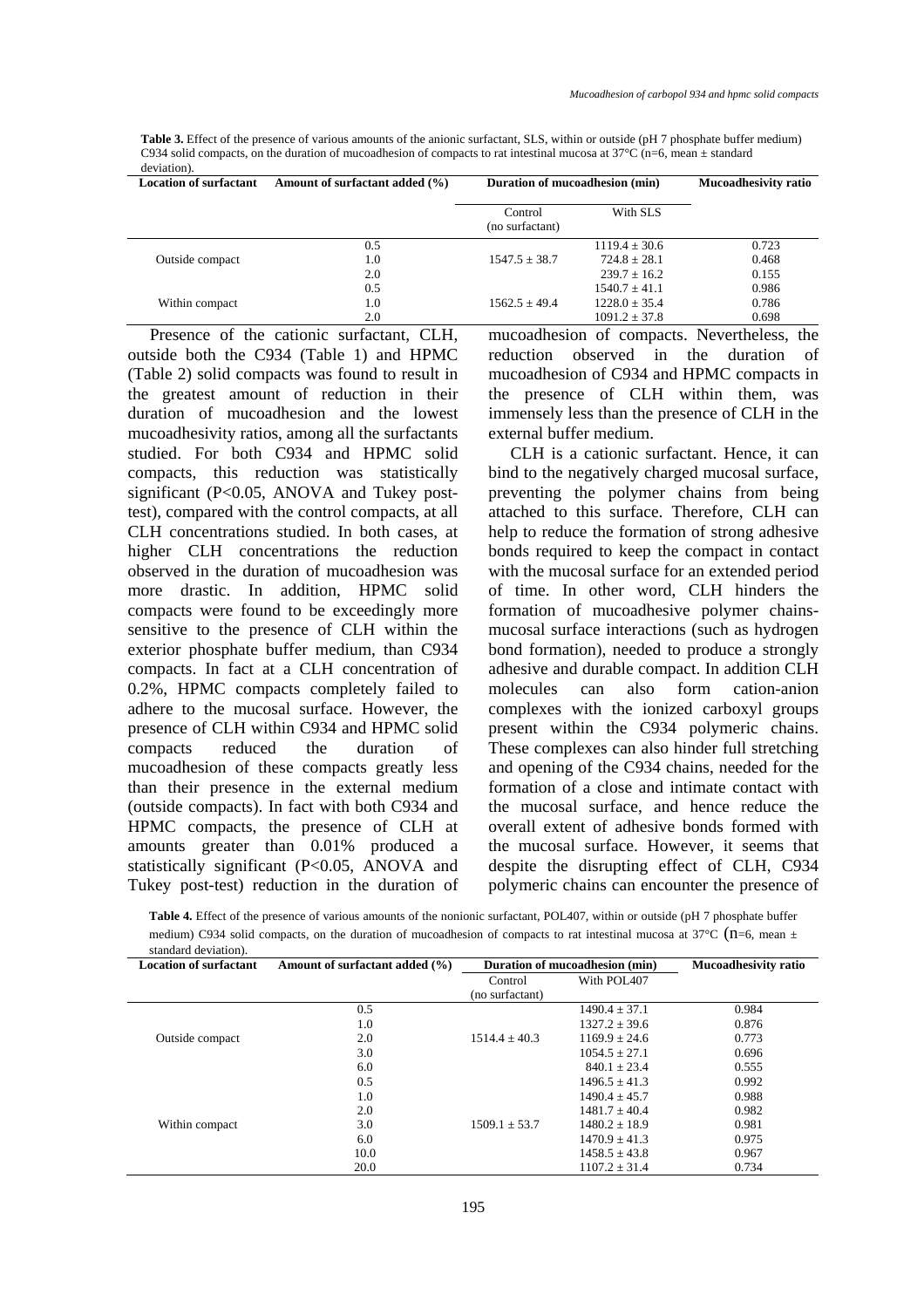**Table 3.** Effect of the presence of various amounts of the anionic surfactant, SLS, within or outside (pH 7 phosphate buffer medium) C934 solid compacts, on the duration of mucoadhesion of compacts to rat intestinal mucosa at 37°C (n=6, mean ± standard deviation).

| Location of surfactant | Amount of surfactant added (%) | Duration of mucoadhesion (min) | | Mucoadhesivity ratio |
|---|---|---|---|---|
| | | Control (no surfactant) | With SLS | |
| Outside compact | 0.5 | 1547.5 ± 38.7 | 1119.4 ± 30.6 | 0.723 |
| | 1.0 | | 724.8 ± 28.1 | 0.468 |
| | 2.0 | | 239.7 ± 16.2 | 0.155 |
| Within compact | 0.5 | 1562.5 ± 49.4 | 1540.7 ± 41.1 | 0.986 |
| | 1.0 | | 1228.0 ± 35.4 | 0.786 |
| | 2.0 | | 1091.2 ± 37.8 | 0.698 |

Presence of the cationic surfactant, CLH, outside both the C934 (Table 1) and HPMC (Table 2) solid compacts was found to result in the greatest amount of reduction in their duration of mucoadhesion and the lowest mucoadhesivity ratios, among all the surfactants studied. For both C934 and HPMC solid compacts, this reduction was statistically significant ($P<0.05$, ANOVA and Tukey post-test), compared with the control compacts, at all CLH concentrations studied. In both cases, at higher CLH concentrations the reduction observed in the duration of mucoadhesion was more drastic. In addition, HPMC solid compacts were found to be exceedingly more sensitive to the presence of CLH within the exterior phosphate buffer medium, than C934 compacts. In fact at a CLH concentration of 0.2%, HPMC compacts completely failed to adhere to the mucosal surface. However, the presence of CLH within C934 and HPMC solid compacts reduced the duration of mucoadhesion of these compacts greatly less than their presence in the external medium (outside compacts). In fact with both C934 and HPMC compacts, the presence of CLH at amounts greater than 0.01% produced a statistically significant ($P<0.05$, ANOVA and Tukey post-test) reduction in the duration of mucoadhesion of compacts. Nevertheless, the reduction observed in the duration of mucoadhesion of C934 and HPMC compacts in the presence of CLH within them, was immensely less than the presence of CLH in the external buffer medium.

CLH is a cationic surfactant. Hence, it can bind to the negatively charged mucosal surface, preventing the polymer chains from being attached to this surface. Therefore, CLH can help to reduce the formation of strong adhesive bonds required to keep the compact in contact with the mucosal surface for an extended period of time. In other word, CLH hinders the formation of mucoadhesive polymer chains-mucosal surface interactions (such as hydrogen bond formation), needed to produce a strongly adhesive and durable compact. In addition CLH molecules can also form cation-anion complexes with the ionized carboxyl groups present within the C934 polymeric chains. These complexes can also hinder full stretching and opening of the C934 chains, needed for the formation of a close and intimate contact with the mucosal surface, and hence reduce the overall extent of adhesive bonds formed with the mucosal surface. However, it seems that despite the disrupting effect of CLH, C934 polymeric chains can encounter the presence of

**Table 4.** Effect of the presence of various amounts of the nonionic surfactant, POL407, within or outside (pH 7 phosphate buffer medium) C934 solid compacts, on the duration of mucoadhesion of compacts to rat intestinal mucosa at 37°C (n=6, mean ± standard deviation).

| Location of surfactant | Amount of surfactant added (%) | Duration of mucoadhesion (min) | | Mucoadhesivity ratio |
|---|---|---|---|---|
| | | Control (no surfactant) | With POL407 | |
| Outside compact | 0.5 | 1514.4 ± 40.3 | 1490.4 ± 37.1 | 0.984 |
| | 1.0 | | 1327.2 ± 39.6 | 0.876 |
| | 2.0 | | 1169.9 ± 24.6 | 0.773 |
| | 3.0 | | 1054.5 ± 27.1 | 0.696 |
| | 6.0 | | 840.1 ± 23.4 | 0.555 |
| Within compact | 0.5 | 1509.1 ± 53.7 | 1496.5 ± 41.3 | 0.992 |
| | 1.0 | | 1490.4 ± 45.7 | 0.988 |
| | 2.0 | | 1481.7 ± 40.4 | 0.982 |
| | 3.0 | | 1480.2 ± 18.9 | 0.981 |
| | 6.0 | | 1470.9 ± 41.3 | 0.975 |
| | 10.0 | | 1458.5 ± 43.8 | 0.967 |
| | 20.0 | | 1107.2 ± 31.4 | 0.734 |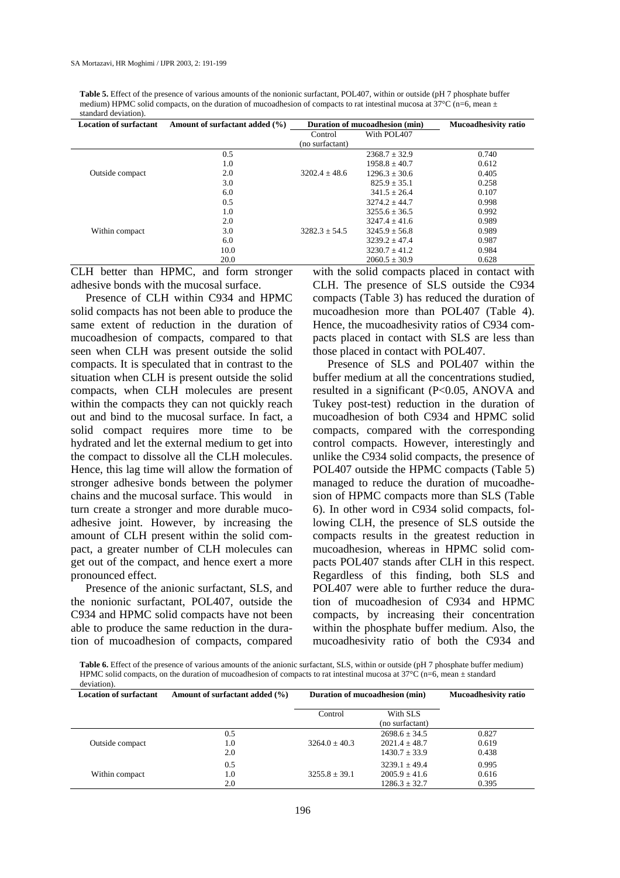**Table 5.** Effect of the presence of various amounts of the nonionic surfactant, POL407, within or outside (pH 7 phosphate buffer medium) HPMC solid compacts, on the duration of mucoadhesion of compacts to rat intestinal mucosa at 37°C (n=6, mean ± standard deviation).

| Location of surfactant | Amount of surfactant added (%) | Duration of mucoadhesion (min) | | Mucoadhesivity ratio |
|---|---|---|---|---|
| | | Control (no surfactant) | With POL407 | |
| Outside compact | 0.5 | | 2368.7 ± 32.9 | 0.740 |
| | 1.0 | | 1958.8 ± 40.7 | 0.612 |
| | 2.0 | 3202.4 ± 48.6 | 1296.3 ± 30.6 | 0.405 |
| | 3.0 | | 825.9 ± 35.1 | 0.258 |
| | 6.0 | | 341.5 ± 26.4 | 0.107 |
| Within compact | 0.5 | | 3274.2 ± 44.7 | 0.998 |
| | 1.0 | | 3255.6 ± 36.5 | 0.992 |
| | 2.0 | | 3247.4 ± 41.6 | 0.989 |
| | 3.0 | 3282.3 ± 54.5 | 3245.9 ± 56.8 | 0.989 |
| | 6.0 | | 3239.2 ± 47.4 | 0.987 |
| | 10.0 | | 3230.7 ± 41.2 | 0.984 |
| | 20.0 | | 2060.5 ± 30.9 | 0.628 |

CLH better than HPMC, and form stronger adhesive bonds with the mucosal surface.

Presence of CLH within C934 and HPMC solid compacts has not been able to produce the same extent of reduction in the duration of mucoadhesion of compacts, compared to that seen when CLH was present outside the solid compacts. It is speculated that in contrast to the situation when CLH is present outside the solid compacts, when CLH molecules are present within the compacts they can not quickly reach out and bind to the mucosal surface. In fact, a solid compact requires more time to be hydrated and let the external medium to get into the compact to dissolve all the CLH molecules. Hence, this lag time will allow the formation of stronger adhesive bonds between the polymer chains and the mucosal surface. This would in turn create a stronger and more durable mucoadhesive joint. However, by increasing the amount of CLH present within the solid compact, a greater number of CLH molecules can get out of the compact, and hence exert a more pronounced effect.

Presence of the anionic surfactant, SLS, and the nonionic surfactant, POL407, outside the C934 and HPMC solid compacts have not been able to produce the same reduction in the duration of mucoadhesion of compacts, compared with the solid compacts placed in contact with CLH. The presence of SLS outside the C934 compacts (Table 3) has reduced the duration of mucoadhesion more than POL407 (Table 4). Hence, the mucoadhesivity ratios of C934 compacts placed in contact with SLS are less than those placed in contact with POL407.

Presence of SLS and POL407 within the buffer medium at all the concentrations studied, resulted in a significant ($P<0.05$, ANOVA and Tukey post-test) reduction in the duration of mucoadhesion of both C934 and HPMC solid compacts, compared with the corresponding control compacts. However, interestingly and unlike the C934 solid compacts, the presence of POL407 outside the HPMC compacts (Table 5) managed to reduce the duration of mucoadhesion of HPMC compacts more than SLS (Table 6). In other word in C934 solid compacts, following CLH, the presence of SLS outside the compacts results in the greatest reduction in mucoadhesion, whereas in HPMC solid compacts POL407 stands after CLH in this respect. Regardless of this finding, both SLS and POL407 were able to further reduce the duration of mucoadhesion of C934 and HPMC compacts, by increasing their concentration within the phosphate buffer medium. Also, the mucoadhesivity ratio of both the C934 and

**Table 6.** Effect of the presence of various amounts of the anionic surfactant, SLS, within or outside (pH 7 phosphate buffer medium) HPMC solid compacts, on the duration of mucoadhesion of compacts to rat intestinal mucosa at 37°C (n=6, mean ± standard deviation).

| Location of surfactant | Amount of surfactant added (%) | Duration of mucoadhesion (min) | | Mucoadhesivity ratio |
|---|---|---|---|---|
| | | Control | With SLS (no surfactant) | |
| Outside compact | 0.5 | | 2698.6 ± 34.5 | 0.827 |
| | 1.0 | 3264.0 ± 40.3 | 2021.4 ± 48.7 | 0.619 |
| | 2.0 | | 1430.7 ± 33.9 | 0.438 |
| Within compact | 0.5 | | 3239.1 ± 49.4 | 0.995 |
| | 1.0 | 3255.8 ± 39.1 | 2005.9 ± 41.6 | 0.616 |
| | 2.0 | | 1286.3 ± 32.7 | 0.395 |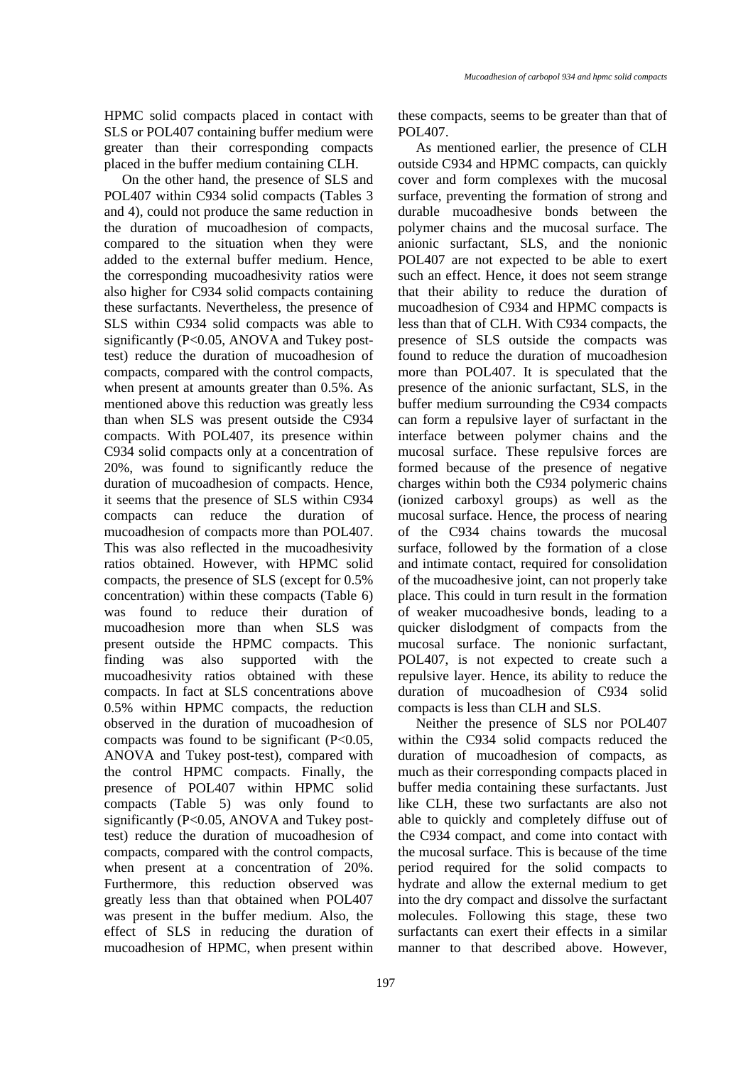HPMC solid compacts placed in contact with SLS or POL407 containing buffer medium were greater than their corresponding compacts placed in the buffer medium containing CLH.

On the other hand, the presence of SLS and POL407 within C934 solid compacts (Tables 3 and 4), could not produce the same reduction in the duration of mucoadhesion of compacts, compared to the situation when they were added to the external buffer medium. Hence, the corresponding mucoadhesivity ratios were also higher for C934 solid compacts containing these surfactants. Nevertheless, the presence of SLS within C934 solid compacts was able to significantly ($P<0.05$, ANOVA and Tukey post-test) reduce the duration of mucoadhesion of compacts, compared with the control compacts, when present at amounts greater than 0.5%. As mentioned above this reduction was greatly less than when SLS was present outside the C934 compacts. With POL407, its presence within C934 solid compacts only at a concentration of 20%, was found to significantly reduce the duration of mucoadhesion of compacts. Hence, it seems that the presence of SLS within C934 compacts can reduce the duration of mucoadhesion of compacts more than POL407. This was also reflected in the mucoadhesivity ratios obtained. However, with HPMC solid compacts, the presence of SLS (except for 0.5% concentration) within these compacts (Table 6) was found to reduce their duration of mucoadhesion more than when SLS was present outside the HPMC compacts. This finding was also supported with the mucoadhesivity ratios obtained with these compacts. In fact at SLS concentrations above 0.5% within HPMC compacts, the reduction observed in the duration of mucoadhesion of compacts was found to be significant ($P<0.05$, ANOVA and Tukey post-test), compared with the control HPMC compacts. Finally, the presence of POL407 within HPMC solid compacts (Table 5) was only found to significantly ($P<0.05$, ANOVA and Tukey post-test) reduce the duration of mucoadhesion of compacts, compared with the control compacts, when present at a concentration of 20%. Furthermore, this reduction observed was greatly less than that obtained when POL407 was present in the buffer medium. Also, the effect of SLS in reducing the duration of mucoadhesion of HPMC, when present within these compacts, seems to be greater than that of POL407.

As mentioned earlier, the presence of CLH outside C934 and HPMC compacts, can quickly cover and form complexes with the mucosal surface, preventing the formation of strong and durable mucoadhesive bonds between the polymer chains and the mucosal surface. The anionic surfactant, SLS, and the nonionic POL407 are not expected to be able to exert such an effect. Hence, it does not seem strange that their ability to reduce the duration of mucoadhesion of C934 and HPMC compacts is less than that of CLH. With C934 compacts, the presence of SLS outside the compacts was found to reduce the duration of mucoadhesion more than POL407. It is speculated that the presence of the anionic surfactant, SLS, in the buffer medium surrounding the C934 compacts can form a repulsive layer of surfactant in the interface between polymer chains and the mucosal surface. These repulsive forces are formed because of the presence of negative charges within both the C934 polymeric chains (ionized carboxyl groups) as well as the mucosal surface. Hence, the process of nearing of the C934 chains towards the mucosal surface, followed by the formation of a close and intimate contact, required for consolidation of the mucoadhesive joint, can not properly take place. This could in turn result in the formation of weaker mucoadhesive bonds, leading to a quicker dislodgment of compacts from the mucosal surface. The nonionic surfactant, POL407, is not expected to create such a repulsive layer. Hence, its ability to reduce the duration of mucoadhesion of C934 solid compacts is less than CLH and SLS.

Neither the presence of SLS nor POL407 within the C934 solid compacts reduced the duration of mucoadhesion of compacts, as much as their corresponding compacts placed in buffer media containing these surfactants. Just like CLH, these two surfactants are also not able to quickly and completely diffuse out of the C934 compact, and come into contact with the mucosal surface. This is because of the time period required for the solid compacts to hydrate and allow the external medium to get into the dry compact and dissolve the surfactant molecules. Following this stage, these two surfactants can exert their effects in a similar manner to that described above. However,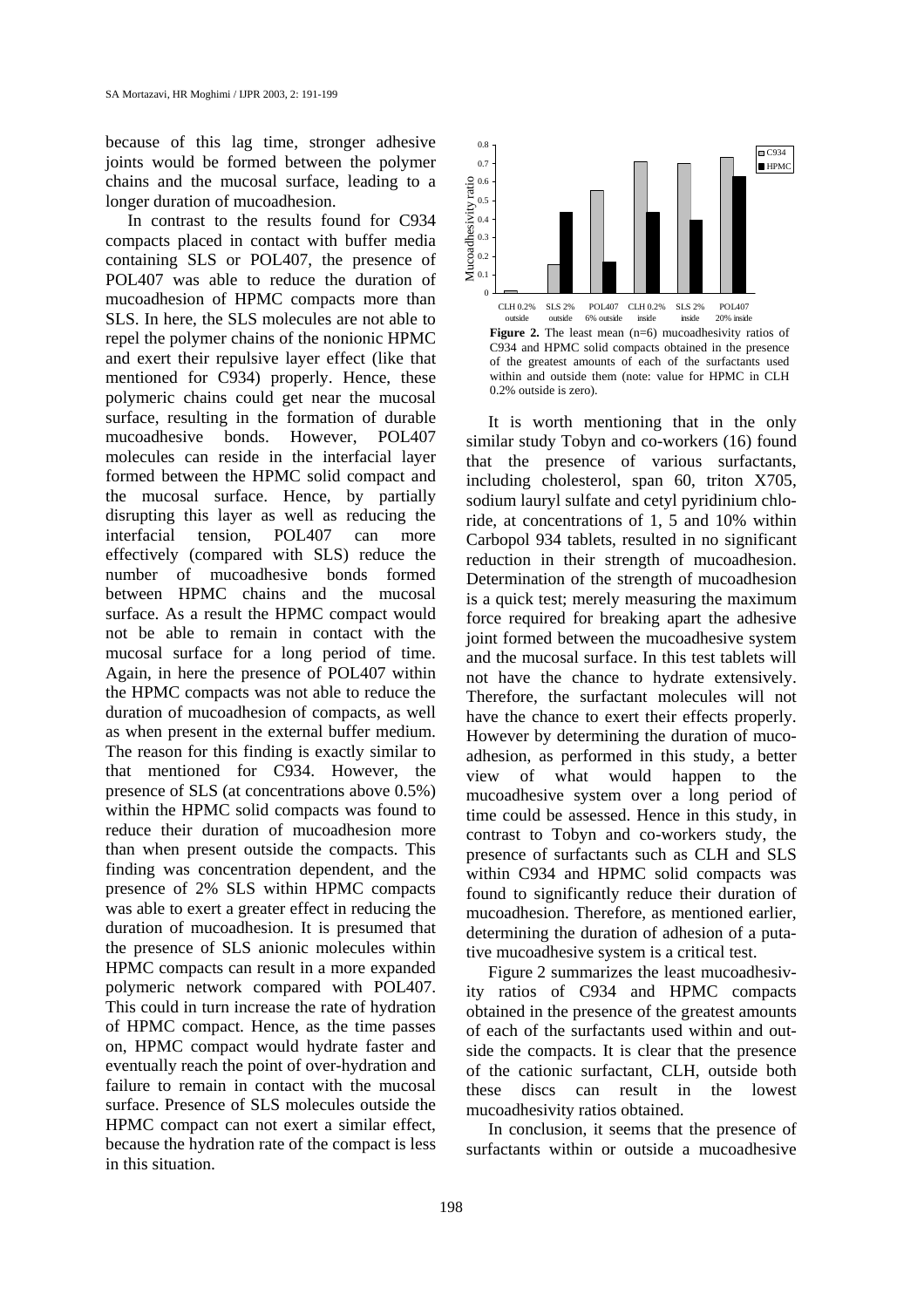because of this lag time, stronger adhesive joints would be formed between the polymer chains and the mucosal surface, leading to a longer duration of mucoadhesion.

In contrast to the results found for C934 compacts placed in contact with buffer media containing SLS or POL407, the presence of POL407 was able to reduce the duration of mucoadhesion of HPMC compacts more than SLS. In here, the SLS molecules are not able to repel the polymer chains of the nonionic HPMC and exert their repulsive layer effect (like that mentioned for C934) properly. Hence, these polymeric chains could get near the mucosal surface, resulting in the formation of durable mucoadhesive bonds. However, POL407 molecules can reside in the interfacial layer formed between the HPMC solid compact and the mucosal surface. Hence, by partially disrupting this layer as well as reducing the interfacial tension, POL407 can more effectively (compared with SLS) reduce the number of mucoadhesive bonds formed between HPMC chains and the mucosal surface. As a result the HPMC compact would not be able to remain in contact with the mucosal surface for a long period of time. Again, in here the presence of POL407 within the HPMC compacts was not able to reduce the duration of mucoadhesion of compacts, as well as when present in the external buffer medium. The reason for this finding is exactly similar to that mentioned for C934. However, the presence of SLS (at concentrations above 0.5%) within the HPMC solid compacts was found to reduce their duration of mucoadhesion more than when present outside the compacts. This finding was concentration dependent, and the presence of 2% SLS within HPMC compacts was able to exert a greater effect in reducing the duration of mucoadhesion. It is presumed that the presence of SLS anionic molecules within HPMC compacts can result in a more expanded polymeric network compared with POL407. This could in turn increase the rate of hydration of HPMC compact. Hence, as the time passes on, HPMC compact would hydrate faster and eventually reach the point of over-hydration and failure to remain in contact with the mucosal surface. Presence of SLS molecules outside the HPMC compact can not exert a similar effect, because the hydration rate of the compact is less in this situation.

**Figure 2.** The least mean (n=6) mucoadhesivity ratios of C934 and HPMC solid compacts obtained in the presence of the greatest amounts of each of the surfactants used within and outside them (note: value for HPMC in CLH 0.2% outside is zero).

It is worth mentioning that in the only similar study Tobyn and co-workers (16) found that the presence of various surfactants, including cholesterol, span 60, triton X705, sodium lauryl sulfate and cetyl pyridinium chloride, at concentrations of 1, 5 and 10% within Carbopol 934 tablets, resulted in no significant reduction in their strength of mucoadhesion. Determination of the strength of mucoadhesion is a quick test; merely measuring the maximum force required for breaking apart the adhesive joint formed between the mucoadhesive system and the mucosal surface. In this test tablets will not have the chance to hydrate extensively. Therefore, the surfactant molecules will not have the chance to exert their effects properly. However by determining the duration of mucoadhesion, as performed in this study, a better view of what would happen to the mucoadhesive system over a long period of time could be assessed. Hence in this study, in contrast to Tobyn and co-workers study, the presence of surfactants such as CLH and SLS within C934 and HPMC solid compacts was found to significantly reduce their duration of mucoadhesion. Therefore, as mentioned earlier, determining the duration of adhesion of a putative mucoadhesive system is a critical test.

Figure 2 summarizes the least mucoadhesivity ratios of C934 and HPMC compacts obtained in the presence of the greatest amounts of each of the surfactants used within and outside the compacts. It is clear that the presence of the cationic surfactant, CLH, outside both these discs can result in the lowest mucoadhesivity ratios obtained.

In conclusion, it seems that the presence of surfactants within or outside a mucoadhesive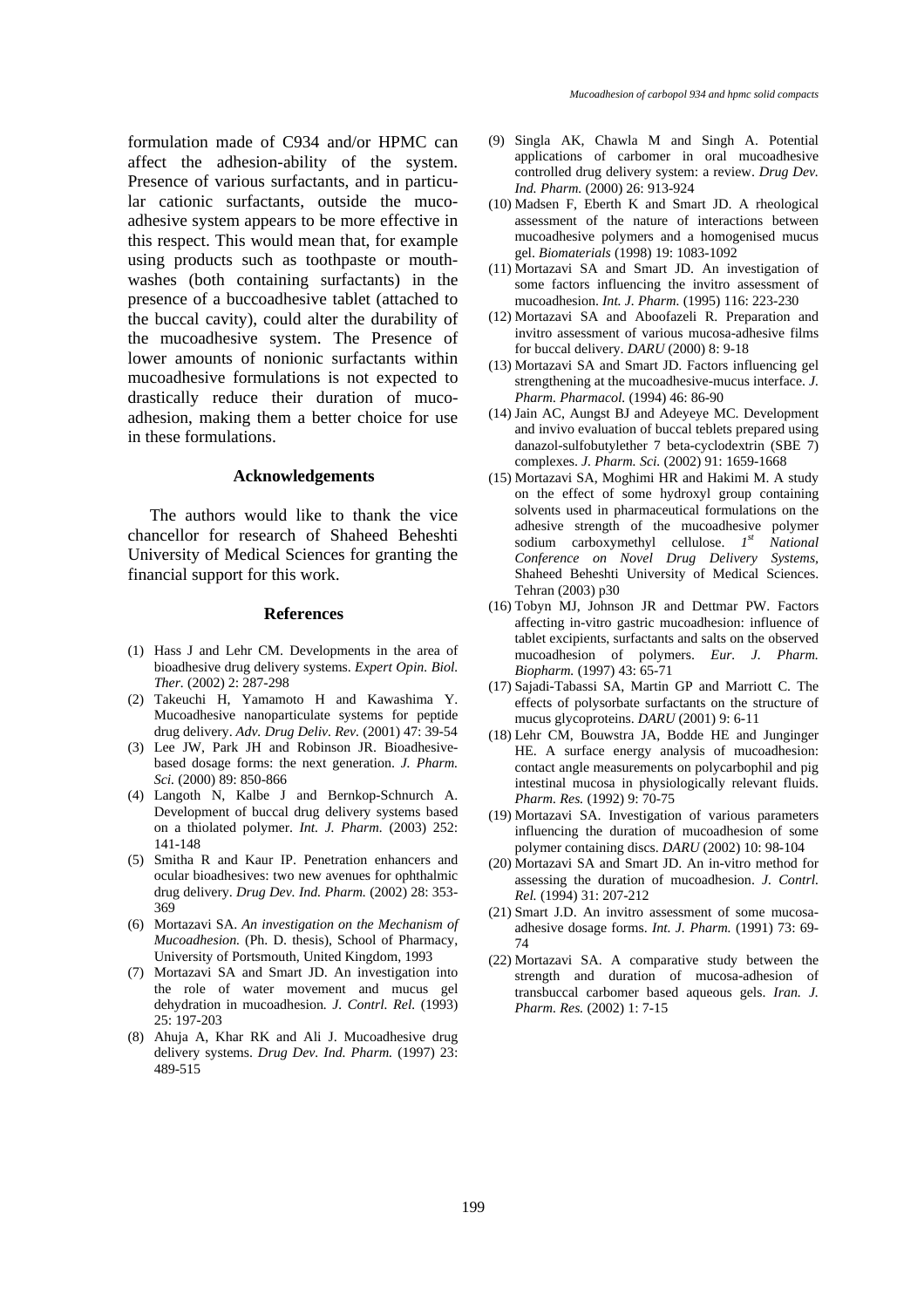formulation made of C934 and/or HPMC can affect the adhesion-ability of the system. Presence of various surfactants, and in particular cationic surfactants, outside the mucoadhesive system appears to be more effective in this respect. This would mean that, for example using products such as toothpaste or mouthwashes (both containing surfactants) in the presence of a buccoadhesive tablet (attached to the buccal cavity), could alter the durability of the mucoadhesive system. The Presence of lower amounts of nonionic surfactants within mucoadhesive formulations is not expected to drastically reduce their duration of mucoadhesion, making them a better choice for use in these formulations.

## Acknowledgements

The authors would like to thank the vice chancellor for research of Shaheed Beheshti University of Medical Sciences for granting the financial support for this work.

## References

(1) Hass J and Lehr CM. Developments in the area of bioadhesive drug delivery systems. *Expert Opin. Biol. Ther.* (2002) 2: 287-298

(2) Takeuchi H, Yamamoto H and Kawashima Y. Mucoadhesive nanoparticulate systems for peptide drug delivery. *Adv. Drug Deliv. Rev.* (2001) 47: 39-54

(3) Lee JW, Park JH and Robinson JR. Bioadhesive-based dosage forms: the next generation. *J. Pharm. Sci.* (2000) 89: 850-866

(4) Langoth N, Kalbe J and Bernkop-Schnurch A. Development of buccal drug delivery systems based on a thiolated polymer. *Int. J. Pharm.* (2003) 252: 141-148

(5) Smitha R and Kaur IP. Penetration enhancers and ocular bioadhesives: two new avenues for ophthalmic drug delivery. *Drug Dev. Ind. Pharm.* (2002) 28: 353-369

(6) Mortazavi SA. *An investigation on the Mechanism of Mucoadhesion.* (Ph. D. thesis), School of Pharmacy, University of Portsmouth, United Kingdom, 1993

(7) Mortazavi SA and Smart JD. An investigation into the role of water movement and mucus gel dehydration in mucoadhesion. *J. Contrl. Rel.* (1993) 25: 197-203

(8) Ahuja A, Khar RK and Ali J. Mucoadhesive drug delivery systems. *Drug Dev. Ind. Pharm.* (1997) 23: 489-515

(9) Singla AK, Chawla M and Singh A. Potential applications of carbomer in oral mucoadhesive controlled drug delivery system: a review. *Drug Dev. Ind. Pharm.* (2000) 26: 913-924

(10) Madsen F, Eberth K and Smart JD. A rheological assessment of the nature of interactions between mucoadhesive polymers and a homogenised mucus gel. *Biomaterials* (1998) 19: 1083-1092

(11) Mortazavi SA and Smart JD. An investigation of some factors influencing the invitro assessment of mucoadhesion. *Int. J. Pharm.* (1995) 116: 223-230

(12) Mortazavi SA and Aboofazeli R. Preparation and invitro assessment of various mucosa-adhesive films for buccal delivery. *DARU* (2000) 8: 9-18

(13) Mortazavi SA and Smart JD. Factors influencing gel strengthening at the mucoadhesive-mucus interface. *J. Pharm. Pharmacol.* (1994) 46: 86-90

(14) Jain AC, Aungst BJ and Adeyeye MC. Development and invivo evaluation of buccal teblets prepared using danazol-sulfobutylether 7 beta-cyclodextrin (SBE 7) complexes. *J. Pharm. Sci.* (2002) 91: 1659-1668

(15) Mortazavi SA, Moghimi HR and Hakimi M. A study on the effect of some hydroxyl group containing solvents used in pharmaceutical formulations on the adhesive strength of the mucoadhesive polymer sodium carboxymethyl cellulose. *1st National Conference on Novel Drug Delivery Systems,* Shaheed Beheshti University of Medical Sciences. Tehran (2003) p30

(16) Tobyn MJ, Johnson JR and Dettmar PW. Factors affecting in-vitro gastric mucoadhesion: influence of tablet excipients, surfactants and salts on the observed mucoadhesion of polymers. *Eur. J. Pharm. Biopharm.* (1997) 43: 65-71

(17) Sajadi-Tabassi SA, Martin GP and Marriott C. The effects of polysorbate surfactants on the structure of mucus glycoproteins. *DARU* (2001) 9: 6-11

(18) Lehr CM, Bouwstra JA, Bodde HE and Junginger HE. A surface energy analysis of mucoadhesion: contact angle measurements on polycarbophil and pig intestinal mucosa in physiologically relevant fluids. *Pharm. Res.* (1992) 9: 70-75

(19) Mortazavi SA. Investigation of various parameters influencing the duration of mucoadhesion of some polymer containing discs. *DARU* (2002) 10: 98-104

(20) Mortazavi SA and Smart JD. An in-vitro method for assessing the duration of mucoadhesion. *J. Contrl. Rel.* (1994) 31: 207-212

(21) Smart J.D. An invitro assessment of some mucosa-adhesive dosage forms. *Int. J. Pharm.* (1991) 73: 69-74

(22) Mortazavi SA. A comparative study between the strength and duration of mucosa-adhesion of transbuccal carbomer based aqueous gels. *Iran. J. Pharm. Res.* (2002) 1: 7-15